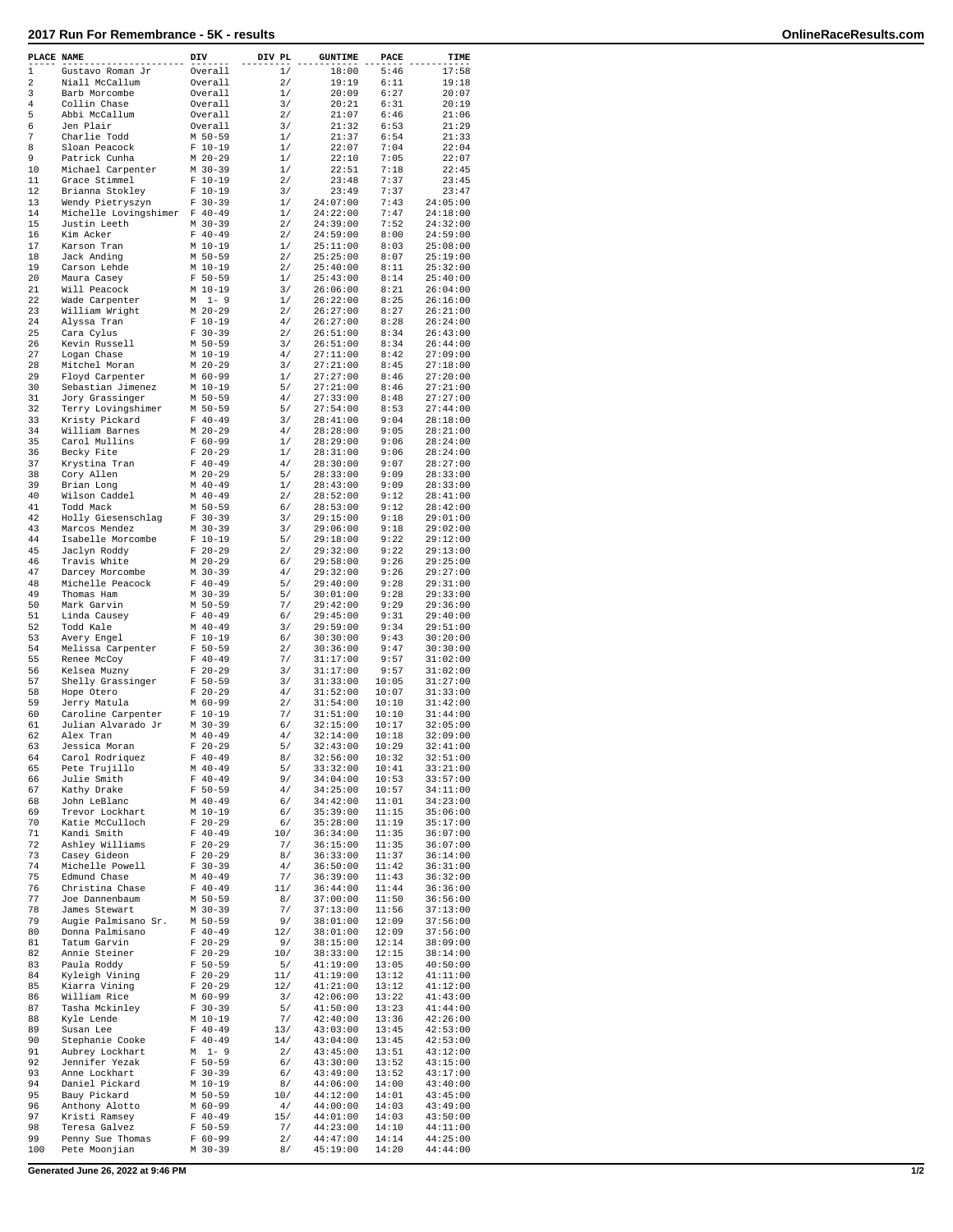# 2017 Run For Remembrance - 5K - results

| PLACE | NAME | DIV | DIV PL | GUNTIME | PACE | TIME |
|---|---|---|---|---|---|---|
| 1 | Gustavo Roman Jr | Overall | 1/ | 18:00 | 5:46 | 17:58 |
| 2 | Niall McCallum | Overall | 2/ | 19:19 | 6:11 | 19:18 |
| 3 | Barb Morcombe | Overall | 1/ | 20:09 | 6:27 | 20:07 |
| 4 | Collin Chase | Overall | 3/ | 20:21 | 6:31 | 20:19 |
| 5 | Abbi McCallum | Overall | 2/ | 21:07 | 6:46 | 21:06 |
| 6 | Jen Plair | Overall | 3/ | 21:32 | 6:53 | 21:29 |
| 7 | Charlie Todd | M 50-59 | 1/ | 21:37 | 6:54 | 21:33 |
| 8 | Sloan Peacock | F 10-19 | 1/ | 22:07 | 7:04 | 22:04 |
| 9 | Patrick Cunha | M 20-29 | 1/ | 22:10 | 7:05 | 22:07 |
| 10 | Michael Carpenter | M 30-39 | 1/ | 22:51 | 7:18 | 22:45 |
| 11 | Grace Stimmel | F 10-19 | 2/ | 23:48 | 7:37 | 23:45 |
| 12 | Brianna Stokley | F 10-19 | 3/ | 23:49 | 7:37 | 23:47 |
| 13 | Wendy Pietryszyn | F 30-39 | 1/ | 24:07:00 | 7:43 | 24:05:00 |
| 14 | Michelle Lovingshimer | F 40-49 | 1/ | 24:22:00 | 7:47 | 24:18:00 |
| 15 | Justin Leeth | M 30-39 | 2/ | 24:39:00 | 7:52 | 24:32:00 |
| 16 | Kim Acker | F 40-49 | 2/ | 24:59:00 | 8:00 | 24:59:00 |
| 17 | Karson Tran | M 10-19 | 1/ | 25:11:00 | 8:03 | 25:08:00 |
| 18 | Jack Anding | M 50-59 | 2/ | 25:25:00 | 8:07 | 25:19:00 |
| 19 | Carson Lehde | M 10-19 | 2/ | 25:40:00 | 8:11 | 25:32:00 |
| 20 | Maura Casey | F 50-59 | 1/ | 25:43:00 | 8:14 | 25:40:00 |
| 21 | Will Peacock | M 10-19 | 3/ | 26:06:00 | 8:21 | 26:04:00 |
| 22 | Wade Carpenter | M 1- 9 | 1/ | 26:22:00 | 8:25 | 26:16:00 |
| 23 | William Wright | M 20-29 | 2/ | 26:27:00 | 8:27 | 26:21:00 |
| 24 | Alyssa Tran | F 10-19 | 4/ | 26:27:00 | 8:28 | 26:24:00 |
| 25 | Cara Cylus | F 30-39 | 2/ | 26:51:00 | 8:34 | 26:43:00 |
| 26 | Kevin Russell | M 50-59 | 3/ | 26:51:00 | 8:34 | 26:44:00 |
| 27 | Logan Chase | M 10-19 | 4/ | 27:11:00 | 8:42 | 27:09:00 |
| 28 | Mitchel Moran | M 20-29 | 3/ | 27:21:00 | 8:45 | 27:18:00 |
| 29 | Floyd Carpenter | M 60-99 | 1/ | 27:27:00 | 8:46 | 27:20:00 |
| 30 | Sebastian Jimenez | M 10-19 | 5/ | 27:21:00 | 8:46 | 27:21:00 |
| 31 | Jory Grassinger | M 50-59 | 4/ | 27:33:00 | 8:48 | 27:27:00 |
| 32 | Terry Lovingshimer | M 50-59 | 5/ | 27:54:00 | 8:53 | 27:44:00 |
| 33 | Kristy Pickard | F 40-49 | 3/ | 28:41:00 | 9:04 | 28:18:00 |
| 34 | William Barnes | M 20-29 | 4/ | 28:28:00 | 9:05 | 28:21:00 |
| 35 | Carol Mullins | F 60-99 | 1/ | 28:29:00 | 9:06 | 28:24:00 |
| 36 | Becky Fite | F 20-29 | 1/ | 28:31:00 | 9:06 | 28:24:00 |
| 37 | Krystina Tran | F 40-49 | 4/ | 28:30:00 | 9:07 | 28:27:00 |
| 38 | Cory Allen | M 20-29 | 5/ | 28:33:00 | 9:09 | 28:33:00 |
| 39 | Brian Long | M 40-49 | 1/ | 28:43:00 | 9:09 | 28:33:00 |
| 40 | Wilson Caddel | M 40-49 | 2/ | 28:52:00 | 9:12 | 28:41:00 |
| 41 | Todd Mack | M 50-59 | 6/ | 28:53:00 | 9:12 | 28:42:00 |
| 42 | Holly Giesenschlag | F 30-39 | 3/ | 29:15:00 | 9:18 | 29:01:00 |
| 43 | Marcos Mendez | M 30-39 | 3/ | 29:06:00 | 9:18 | 29:02:00 |
| 44 | Isabelle Morcombe | F 10-19 | 5/ | 29:18:00 | 9:22 | 29:12:00 |
| 45 | Jaclyn Roddy | F 20-29 | 2/ | 29:32:00 | 9:22 | 29:13:00 |
| 46 | Travis White | M 20-29 | 6/ | 29:58:00 | 9:26 | 29:25:00 |
| 47 | Darcey Morcombe | M 30-39 | 4/ | 29:32:00 | 9:26 | 29:27:00 |
| 48 | Michelle Peacock | F 40-49 | 5/ | 29:40:00 | 9:28 | 29:31:00 |
| 49 | Thomas Ham | M 30-39 | 5/ | 30:01:00 | 9:28 | 29:33:00 |
| 50 | Mark Garvin | M 50-59 | 7/ | 29:42:00 | 9:29 | 29:36:00 |
| 51 | Linda Causey | F 40-49 | 6/ | 29:45:00 | 9:31 | 29:40:00 |
| 52 | Todd Kale | M 40-49 | 3/ | 29:59:00 | 9:34 | 29:51:00 |
| 53 | Avery Engel | F 10-19 | 6/ | 30:30:00 | 9:43 | 30:20:00 |
| 54 | Melissa Carpenter | F 50-59 | 2/ | 30:36:00 | 9:47 | 30:30:00 |
| 55 | Renee McCoy | F 40-49 | 7/ | 31:17:00 | 9:57 | 31:02:00 |
| 56 | Kelsea Muzny | F 20-29 | 3/ | 31:17:00 | 9:57 | 31:02:00 |
| 57 | Shelly Grassinger | F 50-59 | 3/ | 31:33:00 | 10:05 | 31:27:00 |
| 58 | Hope Otero | F 20-29 | 4/ | 31:52:00 | 10:07 | 31:33:00 |
| 59 | Jerry Matula | M 60-99 | 2/ | 31:54:00 | 10:10 | 31:42:00 |
| 60 | Caroline Carpenter | F 10-19 | 7/ | 31:51:00 | 10:10 | 31:44:00 |
| 61 | Julian Alvarado Jr | M 30-39 | 6/ | 32:15:00 | 10:17 | 32:05:00 |
| 62 | Alex Tran | M 40-49 | 4/ | 32:14:00 | 10:18 | 32:09:00 |
| 63 | Jessica Moran | F 20-29 | 5/ | 32:43:00 | 10:29 | 32:41:00 |
| 64 | Carol Rodriquez | F 40-49 | 8/ | 32:56:00 | 10:32 | 32:51:00 |
| 65 | Pete Trujillo | M 40-49 | 5/ | 33:32:00 | 10:41 | 33:21:00 |
| 66 | Julie Smith | F 40-49 | 9/ | 34:04:00 | 10:53 | 33:57:00 |
| 67 | Kathy Drake | F 50-59 | 4/ | 34:25:00 | 10:57 | 34:11:00 |
| 68 | John LeBlanc | M 40-49 | 6/ | 34:42:00 | 11:01 | 34:23:00 |
| 69 | Trevor Lockhart | M 10-19 | 6/ | 35:39:00 | 11:15 | 35:06:00 |
| 70 | Katie McCulloch | F 20-29 | 6/ | 35:28:00 | 11:19 | 35:17:00 |
| 71 | Kandi Smith | F 40-49 | 10/ | 36:34:00 | 11:35 | 36:07:00 |
| 72 | Ashley Williams | F 20-29 | 7/ | 36:15:00 | 11:35 | 36:07:00 |
| 73 | Casey Gideon | F 20-29 | 8/ | 36:33:00 | 11:37 | 36:14:00 |
| 74 | Michelle Powell | F 30-39 | 4/ | 36:50:00 | 11:42 | 36:31:00 |
| 75 | Edmund Chase | M 40-49 | 7/ | 36:39:00 | 11:43 | 36:32:00 |
| 76 | Christina Chase | F 40-49 | 11/ | 36:44:00 | 11:44 | 36:36:00 |
| 77 | Joe Dannenbaum | M 50-59 | 8/ | 37:00:00 | 11:50 | 36:56:00 |
| 78 | James Stewart | M 30-39 | 7/ | 37:13:00 | 11:56 | 37:13:00 |
| 79 | Augie Palmisano Sr. | M 50-59 | 9/ | 38:01:00 | 12:09 | 37:56:00 |
| 80 | Donna Palmisano | F 40-49 | 12/ | 38:01:00 | 12:09 | 37:56:00 |
| 81 | Tatum Garvin | F 20-29 | 9/ | 38:15:00 | 12:14 | 38:09:00 |
| 82 | Annie Steiner | F 20-29 | 10/ | 38:33:00 | 12:15 | 38:14:00 |
| 83 | Paula Roddy | F 50-59 | 5/ | 41:19:00 | 13:05 | 40:50:00 |
| 84 | Kyleigh Vining | F 20-29 | 11/ | 41:19:00 | 13:12 | 41:11:00 |
| 85 | Kiarra Vining | F 20-29 | 12/ | 41:21:00 | 13:12 | 41:12:00 |
| 86 | William Rice | M 60-99 | 3/ | 42:06:00 | 13:22 | 41:43:00 |
| 87 | Tasha Mckinley | F 30-39 | 5/ | 41:50:00 | 13:23 | 41:44:00 |
| 88 | Kyle Lende | M 10-19 | 7/ | 42:40:00 | 13:36 | 42:26:00 |
| 89 | Susan Lee | F 40-49 | 13/ | 43:03:00 | 13:45 | 42:53:00 |
| 90 | Stephanie Cooke | F 40-49 | 14/ | 43:04:00 | 13:45 | 42:53:00 |
| 91 | Aubrey Lockhart | M 1- 9 | 2/ | 43:45:00 | 13:51 | 43:12:00 |
| 92 | Jennifer Yezak | F 50-59 | 6/ | 43:30:00 | 13:52 | 43:15:00 |
| 93 | Anne Lockhart | F 30-39 | 6/ | 43:49:00 | 13:52 | 43:17:00 |
| 94 | Daniel Pickard | M 10-19 | 8/ | 44:06:00 | 14:00 | 43:40:00 |
| 95 | Bauy Pickard | M 50-59 | 10/ | 44:12:00 | 14:01 | 43:45:00 |
| 96 | Anthony Alotto | M 60-99 | 4/ | 44:00:00 | 14:03 | 43:49:00 |
| 97 | Kristi Ramsey | F 40-49 | 15/ | 44:01:00 | 14:03 | 43:50:00 |
| 98 | Teresa Galvez | F 50-59 | 7/ | 44:23:00 | 14:10 | 44:11:00 |
| 99 | Penny Sue Thomas | F 60-99 | 2/ | 44:47:00 | 14:14 | 44:25:00 |
| 100 | Pete Moonjian | M 30-39 | 8/ | 45:19:00 | 14:20 | 44:44:00 |

**Generated June 26, 2022 at 9:46 PM**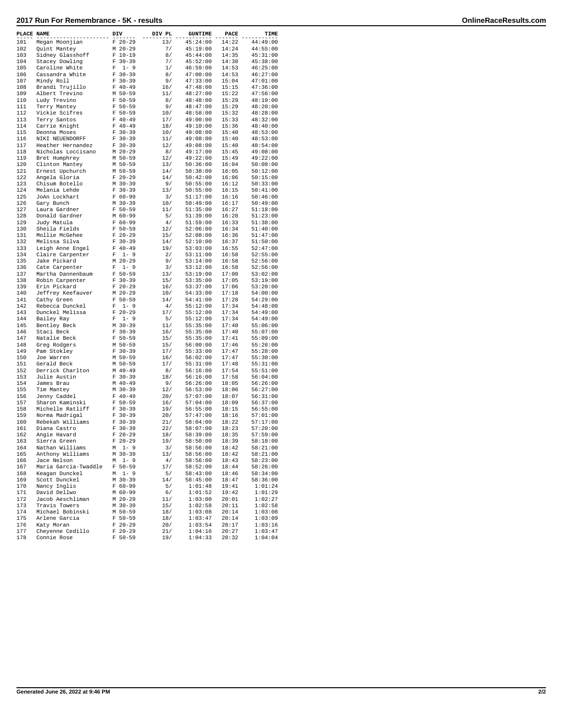| PLACE | NAME | DIV | DIV PL | GUNTIME | PACE | TIME |
|---|---|---|---|---|---|---|
| 101 | Megan Moonjian | F 20-29 | 13/ | 45:24:00 | 14:22 | 44:49:00 |
| 102 | Quint Mantey | M 20-29 | 7/ | 45:19:00 | 14:24 | 44:55:00 |
| 103 | Sidney Glasshoff | F 10-19 | 8/ | 45:44:00 | 14:35 | 45:31:00 |
| 104 | Stacey Dowling | F 30-39 | 7/ | 45:52:00 | 14:38 | 45:38:00 |
| 105 | Caroline White | F 1- 9 | 1/ | 46:59:00 | 14:53 | 46:25:00 |
| 106 | Cassandra White | F 30-39 | 8/ | 47:00:00 | 14:53 | 46:27:00 |
| 107 | Mindy Roll | F 30-39 | 9/ | 47:33:00 | 15:04 | 47:01:00 |
| 108 | Brandi Trujillo | F 40-49 | 16/ | 47:48:00 | 15:15 | 47:36:00 |
| 109 | Albert Trevino | M 50-59 | 11/ | 48:27:00 | 15:22 | 47:56:00 |
| 110 | Ludy Trevino | F 50-59 | 8/ | 48:48:00 | 15:29 | 48:19:00 |
| 111 | Terry Mantey | F 50-59 | 9/ | 48:47:00 | 15:29 | 48:20:00 |
| 112 | Vickie Scifres | F 50-59 | 10/ | 48:58:00 | 15:32 | 48:28:00 |
| 113 | Terry Santos | F 40-49 | 17/ | 49:00:00 | 15:33 | 48:32:00 |
| 114 | Carrie Knight | F 40-49 | 18/ | 49:10:00 | 15:36 | 48:40:00 |
| 115 | Deonna Moses | F 30-39 | 10/ | 49:08:00 | 15:40 | 48:53:00 |
| 116 | NIKI NEUENDORFF | F 30-39 | 11/ | 49:08:00 | 15:40 | 48:53:00 |
| 117 | Heather Hernandez | F 30-39 | 12/ | 49:08:00 | 15:40 | 48:54:00 |
| 118 | Nicholas Loccisano | M 20-29 | 8/ | 49:17:00 | 15:45 | 49:08:00 |
| 119 | Bret Humphrey | M 50-59 | 12/ | 49:22:00 | 15:49 | 49:22:00 |
| 120 | Clinton Mantey | M 50-59 | 13/ | 50:36:00 | 16:04 | 50:08:00 |
| 121 | Ernest Upchurch | M 50-59 | 14/ | 50:38:00 | 16:05 | 50:12:00 |
| 122 | Angela Gloria | F 20-29 | 14/ | 50:42:00 | 16:06 | 50:15:00 |
| 123 | Chisum Botello | M 30-39 | 9/ | 50:55:00 | 16:12 | 50:33:00 |
| 124 | Melania Lehde | F 30-39 | 13/ | 50:55:00 | 16:15 | 50:41:00 |
| 125 | JoAn Lockhart | F 60-99 | 3/ | 51:17:00 | 16:16 | 50:46:00 |
| 126 | Gary Bunch | M 30-39 | 10/ | 50:49:00 | 16:17 | 50:49:00 |
| 127 | Laura Gardner | F 50-59 | 11/ | 51:35:00 | 16:27 | 51:18:00 |
| 128 | Donald Gardner | M 60-99 | 5/ | 51:39:00 | 16:28 | 51:23:00 |
| 129 | Judy Matula | F 60-99 | 4/ | 51:59:00 | 16:33 | 51:38:00 |
| 130 | Sheila Fields | F 50-59 | 12/ | 52:06:00 | 16:34 | 51:40:00 |
| 131 | Mollie McGehee | F 20-29 | 15/ | 52:08:00 | 16:36 | 51:47:00 |
| 132 | Melissa Silva | F 30-39 | 14/ | 52:10:00 | 16:37 | 51:50:00 |
| 133 | Leigh Anne Engel | F 40-49 | 19/ | 53:03:00 | 16:55 | 52:47:00 |
| 134 | Claire Carpenter | F 1- 9 | 2/ | 53:11:00 | 16:58 | 52:55:00 |
| 135 | Jake Pickard | M 20-29 | 9/ | 53:14:00 | 16:58 | 52:56:00 |
| 136 | Cate Carpenter | F 1- 9 | 3/ | 53:12:00 | 16:58 | 52:56:00 |
| 137 | Martha Dannenbaum | F 50-59 | 13/ | 53:19:00 | 17:00 | 53:02:00 |
| 138 | Robin Carpenter | F 30-39 | 15/ | 53:35:00 | 17:05 | 53:19:00 |
| 139 | Erin Pickard | F 20-29 | 16/ | 53:37:00 | 17:06 | 53:20:00 |
| 140 | Jeffrey Keefauver | M 20-29 | 10/ | 54:33:00 | 17:18 | 54:00:00 |
| 141 | Cathy Green | F 50-59 | 14/ | 54:41:00 | 17:28 | 54:29:00 |
| 142 | Rebecca Dunckel | F 1- 9 | 4/ | 55:12:00 | 17:34 | 54:48:00 |
| 143 | Dunckel Melissa | F 20-29 | 17/ | 55:12:00 | 17:34 | 54:49:00 |
| 144 | Bailey Ray | F 1- 9 | 5/ | 55:12:00 | 17:34 | 54:49:00 |
| 145 | Bentley Beck | M 30-39 | 11/ | 55:35:00 | 17:40 | 55:06:00 |
| 146 | Staci Beck | F 30-39 | 16/ | 55:35:00 | 17:40 | 55:07:00 |
| 147 | Natalie Beck | F 50-59 | 15/ | 55:35:00 | 17:41 | 55:09:00 |
| 148 | Greg Rodgers | M 50-59 | 15/ | 56:00:00 | 17:46 | 55:26:00 |
| 149 | Pam Stokley | F 30-39 | 17/ | 55:33:00 | 17:47 | 55:28:00 |
| 150 | Joe Warren | M 50-59 | 16/ | 56:02:00 | 17:47 | 55:30:00 |
| 151 | Gerald Beck | M 50-59 | 17/ | 55:31:00 | 17:48 | 55:31:00 |
| 152 | Derrick Charlton | M 40-49 | 8/ | 56:16:00 | 17:54 | 55:51:00 |
| 153 | Julie Austin | F 30-39 | 18/ | 56:16:00 | 17:58 | 56:04:00 |
| 154 | James Brau | M 40-49 | 9/ | 56:26:00 | 18:05 | 56:26:00 |
| 155 | Tim Mantey | M 30-39 | 12/ | 56:53:00 | 18:06 | 56:27:00 |
| 156 | Jenny Caddel | F 40-49 | 20/ | 57:07:00 | 18:07 | 56:31:00 |
| 157 | Sharon Kaminski | F 50-59 | 16/ | 57:04:00 | 18:09 | 56:37:00 |
| 158 | Michelle Ratliff | F 30-39 | 19/ | 56:55:00 | 18:15 | 56:55:00 |
| 159 | Norma Madrigal | F 30-39 | 20/ | 57:47:00 | 18:16 | 57:01:00 |
| 160 | Rebekah Williams | F 30-39 | 21/ | 58:04:00 | 18:22 | 57:17:00 |
| 161 | Diana Castro | F 30-39 | 22/ | 58:07:00 | 18:23 | 57:20:00 |
| 162 | Angie Havard | F 20-29 | 18/ | 58:39:00 | 18:35 | 57:59:00 |
| 163 | Sierra Green | F 20-29 | 19/ | 58:50:00 | 18:39 | 58:10:00 |
| 164 | Nathan Williams | M 1- 9 | 3/ | 58:56:00 | 18:42 | 58:21:00 |
| 165 | Anthony Williams | M 30-39 | 13/ | 58:56:00 | 18:42 | 58:21:00 |
| 166 | Jace Nelson | M 1- 9 | 4/ | 58:56:00 | 18:43 | 58:23:00 |
| 167 | Maria Garcia-Twaddle | F 50-59 | 17/ | 58:52:00 | 18:44 | 58:26:00 |
| 168 | Keagan Dunckel | M 1- 9 | 5/ | 58:43:00 | 18:46 | 58:34:00 |
| 169 | Scott Dunckel | M 30-39 | 14/ | 58:45:00 | 18:47 | 58:36:00 |
| 170 | Nancy Inglis | F 60-99 | 5/ | 1:01:48 | 19:41 | 1:01:24 |
| 171 | David Dellwo | M 60-99 | 6/ | 1:01:52 | 19:42 | 1:01:29 |
| 172 | Jacob Aeschliman | M 20-29 | 11/ | 1:03:00 | 20:01 | 1:02:27 |
| 173 | Travis Towers | M 30-39 | 15/ | 1:02:58 | 20:11 | 1:02:58 |
| 174 | Michael Bobinski | M 50-59 | 18/ | 1:03:08 | 20:14 | 1:03:08 |
| 175 | Arlene Garcia | F 50-59 | 18/ | 1:03:47 | 20:14 | 1:03:09 |
| 176 | Katy Moran | F 20-29 | 20/ | 1:03:54 | 20:17 | 1:03:16 |
| 177 | Cheyenne Cedillo | F 20-29 | 21/ | 1:04:16 | 20:27 | 1:03:47 |
| 178 | Connie Rose | F 50-59 | 19/ | 1:04:33 | 20:32 | 1:04:04 |